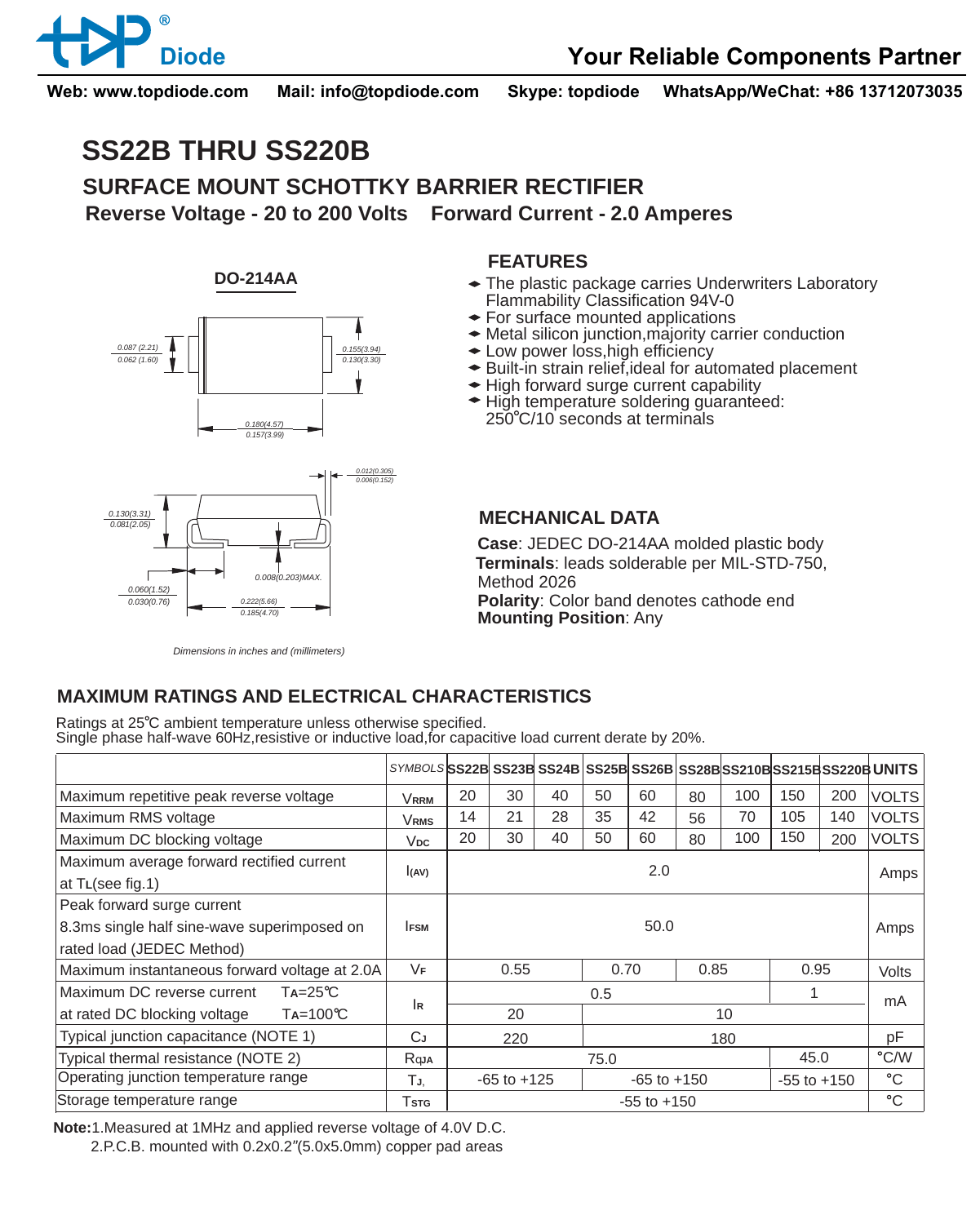# SS22B THRU SS220B

## SURFACE MOUNT SCHOTTKY BARRIER RECTIFIER

**Reverse Voltage - 20 to 200 Volts    Forward Current - 2.0 Amperes**

**DO-214AA**

0.087 (2.21) / 0.062 (1.60)
0.155(3.94) / 0.130(3.30)
0.180(4.57) / 0.157(3.99)
0.012(0.305) / 0.006(0.152)
0.130(3.31) / 0.081(2.05)
0.008(0.203)MAX.
0.060(1.52) / 0.030(0.76)
0.222(5.66) / 0.185(4.70)

*Dimensions in inches and (millimeters)*

### FEATURES

- The plastic package carries Underwriters Laboratory Flammability Classification 94V-0
- For surface mounted applications
- Metal silicon junction,majority carrier conduction
- Low power loss,high efficiency
- Built-in strain relief,ideal for automated placement
- High forward surge current capability
- High temperature soldering guaranteed: 250℃/10 seconds at terminals

### MECHANICAL DATA

**Case**: JEDEC DO-214AA molded plastic body
**Terminals**: leads solderable per MIL-STD-750, Method 2026
**Polarity**: Color band denotes cathode end
**Mounting Position**: Any

### MAXIMUM RATINGS AND ELECTRICAL CHARACTERISTICS

Ratings at 25℃ ambient temperature unless otherwise specified.
Single phase half-wave 60Hz,resistive or inductive load,for capacitive load current derate by 20%.

| | SYMBOLS | SS22B | SS23B | SS24B | SS25B | SS26B | SS28B | SS210B | SS215B | SS220B | UNITS |
|---|---|---|---|---|---|---|---|---|---|---|---|
| Maximum repetitive peak reverse voltage | $V_{RRM}$ | 20 | 30 | 40 | 50 | 60 | 80 | 100 | 150 | 200 | VOLTS |
| Maximum RMS voltage | $V_{RMS}$ | 14 | 21 | 28 | 35 | 42 | 56 | 70 | 105 | 140 | VOLTS |
| Maximum DC blocking voltage | $V_{DC}$ | 20 | 30 | 40 | 50 | 60 | 80 | 100 | 150 | 200 | VOLTS |
| Maximum average forward rectified current at $T_L$(see fig.1) | $I_{(AV)}$ | 2.0 | | | | | | | | | Amps |
| Peak forward surge current 8.3ms single half sine-wave superimposed on rated load (JEDEC Method) | $I_{FSM}$ | 50.0 | | | | | | | | | Amps |
| Maximum instantaneous forward voltage at 2.0A | $V_F$ | 0.55 | | | 0.70 | | 0.85 | | 0.95 | | Volts |
| Maximum DC reverse current $T_A$=25℃ | $I_R$ | 0.5 | | | | | | | 1 | | mA |
| at rated DC blocking voltage $T_A$=100℃ | | 20 | | | 10 | | | | | | |
| Typical junction capacitance (NOTE 1) | $C_J$ | 220 | | | 180 | | | | | | pF |
| Typical thermal resistance (NOTE 2) | $R_{θJA}$ | 75.0 | | | | | | | 45.0 | | ℃/W |
| Operating junction temperature range | $T_J$, | -65 to +125 | | | -65 to +150 | | | | -55 to +150 | | ℃ |
| Storage temperature range | $T_{STG}$ | -55 to +150 | | | | | | | | | ℃ |

**Note:**1.Measured at 1MHz and applied reverse voltage of 4.0V D.C.
2.P.C.B. mounted with 0.2x0.2"(5.0x5.0mm) copper pad areas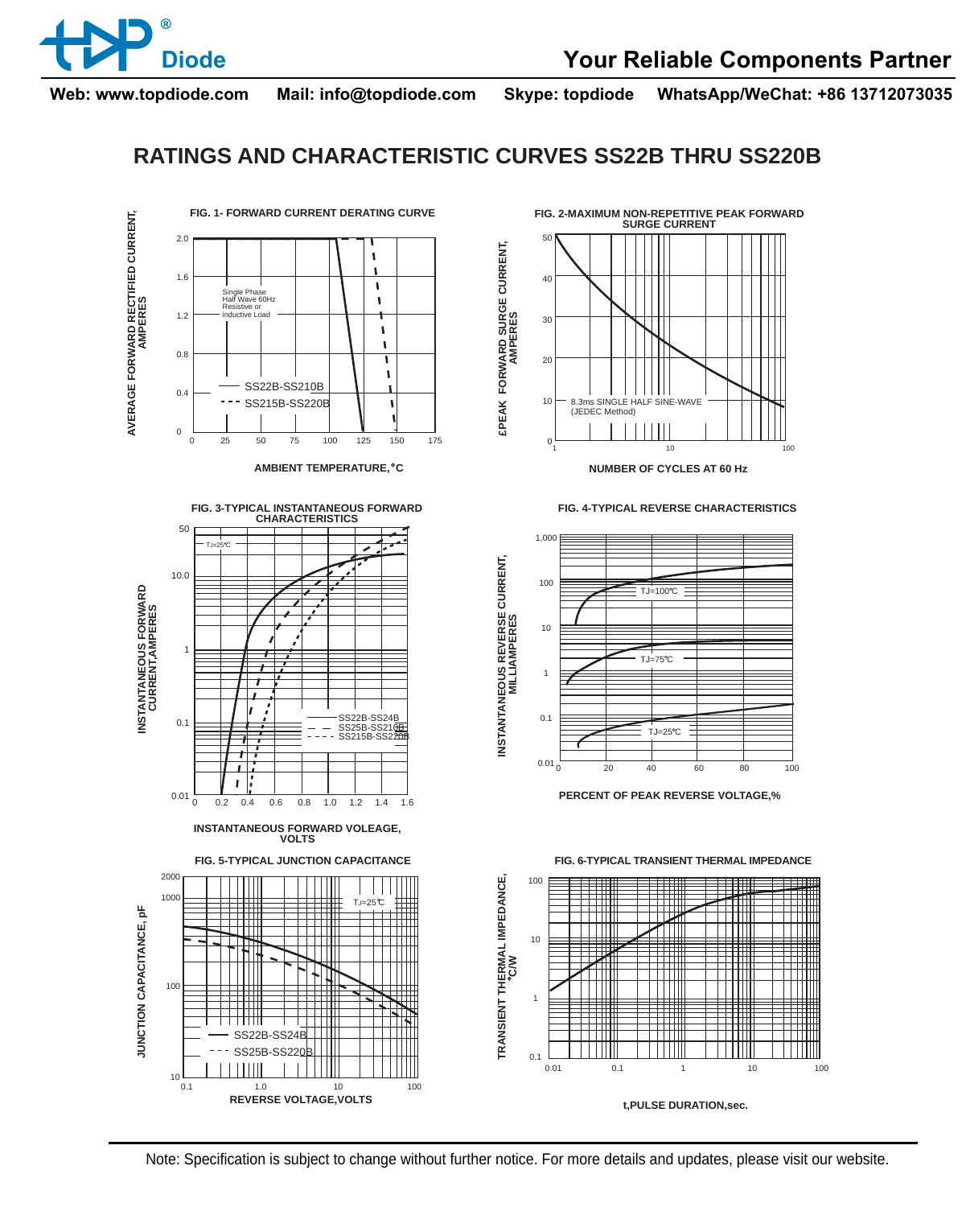# RATINGS AND CHARACTERISTIC CURVES SS22B THRU SS220B

FIG. 1- FORWARD CURRENT DERATING CURVE

AVERAGE FORWARD RECTIFIED CURRENT, AMPERES

2.0
1.6
1.2
0.8
0.4
0

Single Phase
Half Wave 60Hz
Resistive or
inductive Load

SS22B-SS210B
SS215B-SS220B

0 25 50 75 100 125 150 175

AMBIENT TEMPERATURE,°C

FIG. 2-MAXIMUM NON-REPETITIVE PEAK FORWARD SURGE CURRENT

£PEAK FORWARD SURGE CURRENT, AMPERES

50
40
30
20
10
0

8.3ms SINGLE HALF SINE-WAVE
(JEDEC Method)

1 10 100

NUMBER OF CYCLES AT 60 Hz

FIG. 3-TYPICAL INSTANTANEOUS FORWARD CHARACTERISTICS

INSTANTANEOUS FORWARD CURRENT,AMPERES

50
10.0
1
0.1
0.01

TJ=25℃

SS22B-SS24B
SS25B-SS210B
SS215B-SS220B

0 0.2 0.4 0.6 0.8 1.0 1.2 1.4 1.6

INSTANTANEOUS FORWARD VOLEAGE, VOLTS

FIG. 4-TYPICAL REVERSE CHARACTERISTICS

INSTANTANEOUS REVERSE CURRENT, MILLIAMPERES

1,000
100
10
1
0.1
0.01

TJ=100℃
TJ=75℃
TJ=25℃

0 20 40 60 80 100

PERCENT OF PEAK REVERSE VOLTAGE,%

FIG. 5-TYPICAL JUNCTION CAPACITANCE

JUNCTION CAPACITANCE, pF

2000
1000
100
10

TJ=25℃

SS22B-SS24B
SS25B-SS220B

0.1 1.0 10 100

REVERSE VOLTAGE,VOLTS

FIG. 6-TYPICAL TRANSIENT THERMAL IMPEDANCE

TRANSIENT THERMAL IMPEDANCE, °C/W

100
10
1
0.1

0.01 0.1 1 10 100

t,PULSE DURATION,sec.

Note: Specification is subject to change without further notice. For more details and updates, please visit our website.